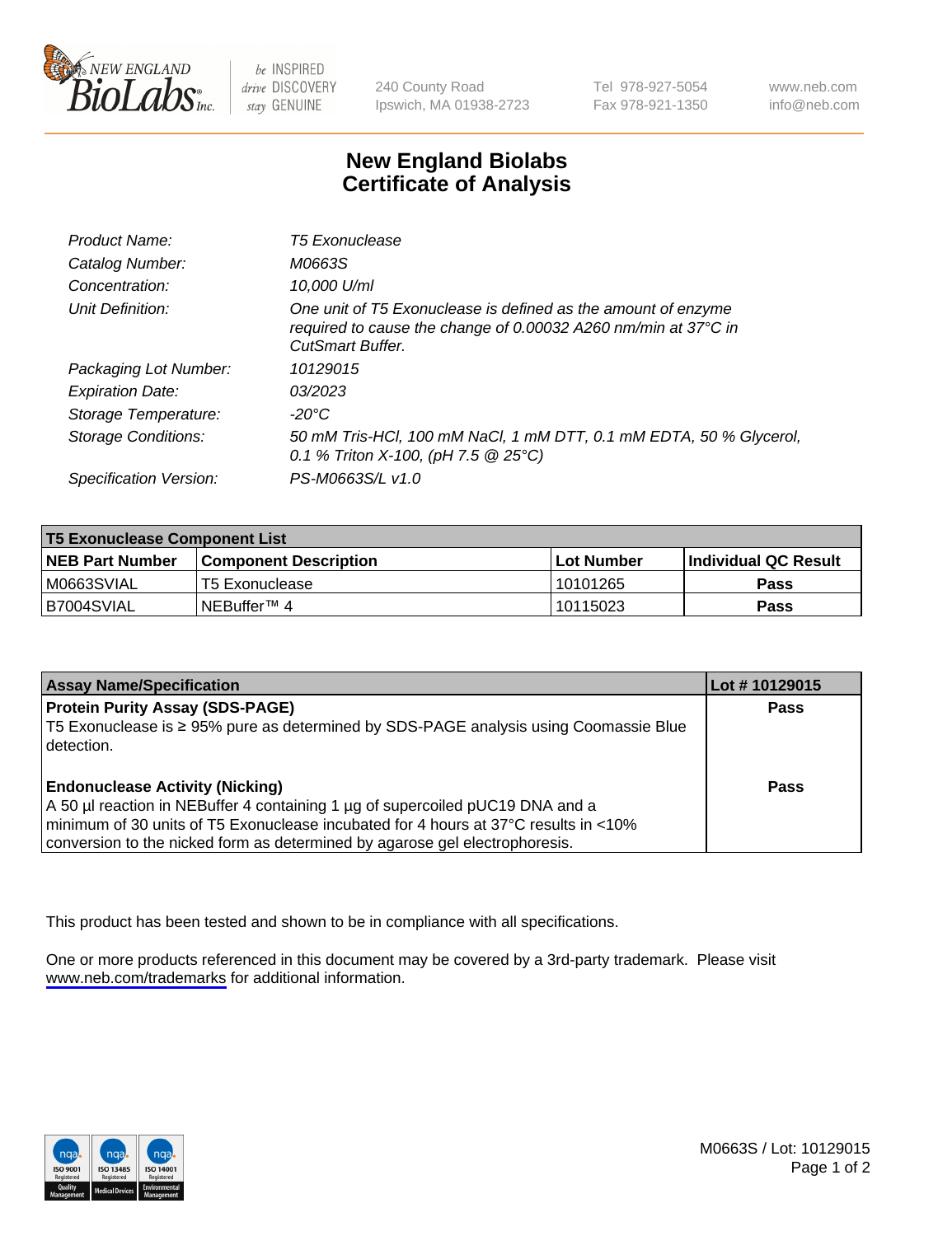# New England Biolabs Certificate of Analysis

| | |
|---|---|
| *Product Name:* | *T5 Exonuclease* |
| *Catalog Number:* | *M0663S* |
| *Concentration:* | *10,000 U/ml* |
| *Unit Definition:* | *One unit of T5 Exonuclease is defined as the amount of enzyme required to cause the change of 0.00032 A260 nm/min at 37°C in CutSmart Buffer.* |
| *Packaging Lot Number:* | *10129015* |
| *Expiration Date:* | *03/2023* |
| *Storage Temperature:* | *-20°C* |
| *Storage Conditions:* | *50 mM Tris-HCl, 100 mM NaCl, 1 mM DTT, 0.1 mM EDTA, 50 % Glycerol, 0.1 % Triton X-100, (pH 7.5 @ 25°C)* |
| *Specification Version:* | *PS-M0663S/L v1.0* |

| T5 Exonuclease Component List | | | |
|---|---|---|---|
| **NEB Part Number** | **Component Description** | **Lot Number** | **Individual QC Result** |
| M0663SVIAL | T5 Exonuclease | 10101265 | **Pass** |
| B7004SVIAL | NEBuffer™ 4 | 10115023 | **Pass** |

| Assay Name/Specification | Lot # 10129015 |
|---|---|
| **Protein Purity Assay (SDS-PAGE)**<br>T5 Exonuclease is ≥ 95% pure as determined by SDS-PAGE analysis using Coomassie Blue detection. | **Pass** |
| **Endonuclease Activity (Nicking)**<br>A 50 µl reaction in NEBuffer 4 containing 1 µg of supercoiled pUC19 DNA and a minimum of 30 units of T5 Exonuclease incubated for 4 hours at 37°C results in <10% conversion to the nicked form as determined by agarose gel electrophoresis. | **Pass** |

This product has been tested and shown to be in compliance with all specifications.

One or more products referenced in this document may be covered by a 3rd-party trademark. Please visit www.neb.com/trademarks for additional information.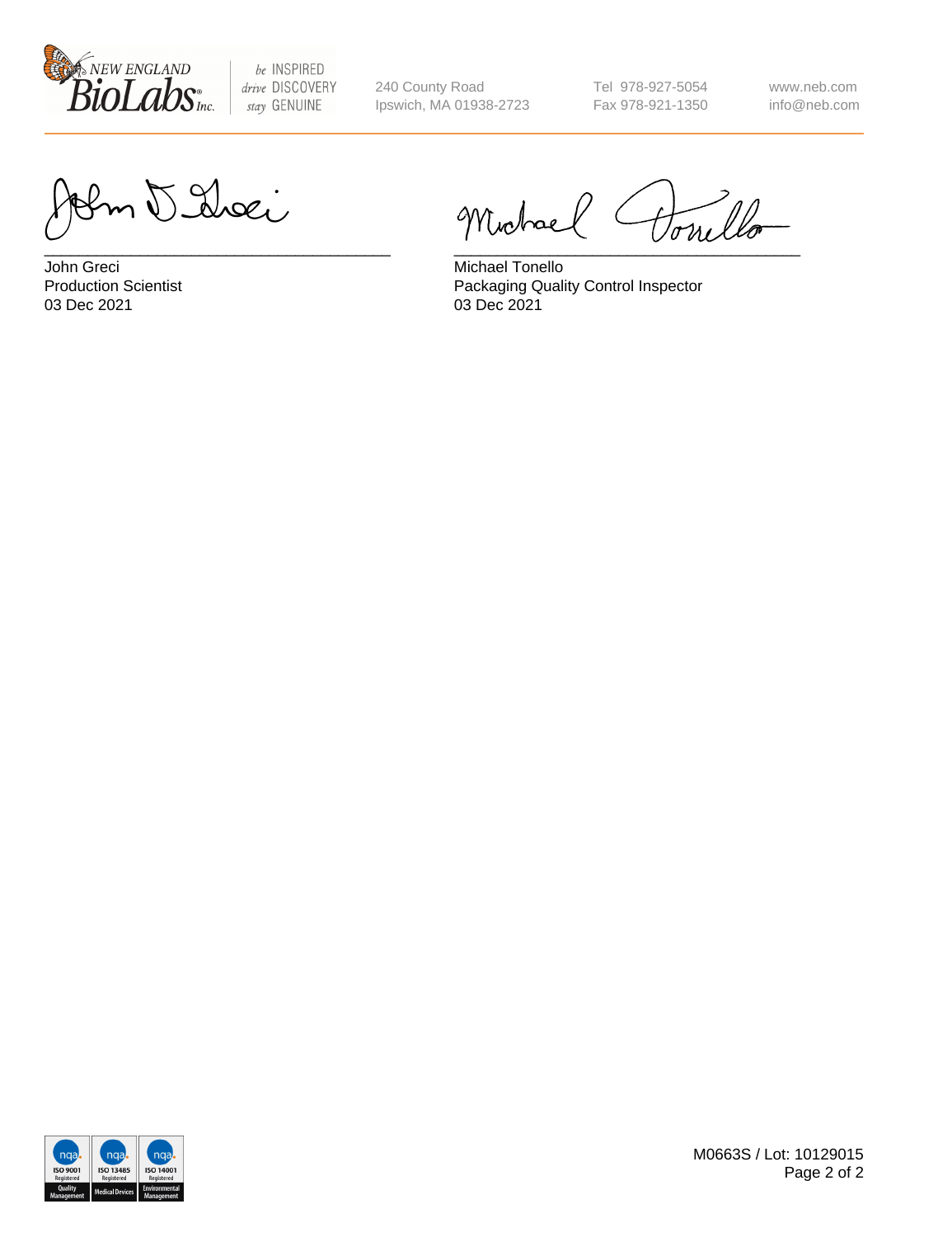John Greci
Production Scientist
03 Dec 2021

Michael Tonello
Packaging Quality Control Inspector
03 Dec 2021

M0663S / Lot: 10129015